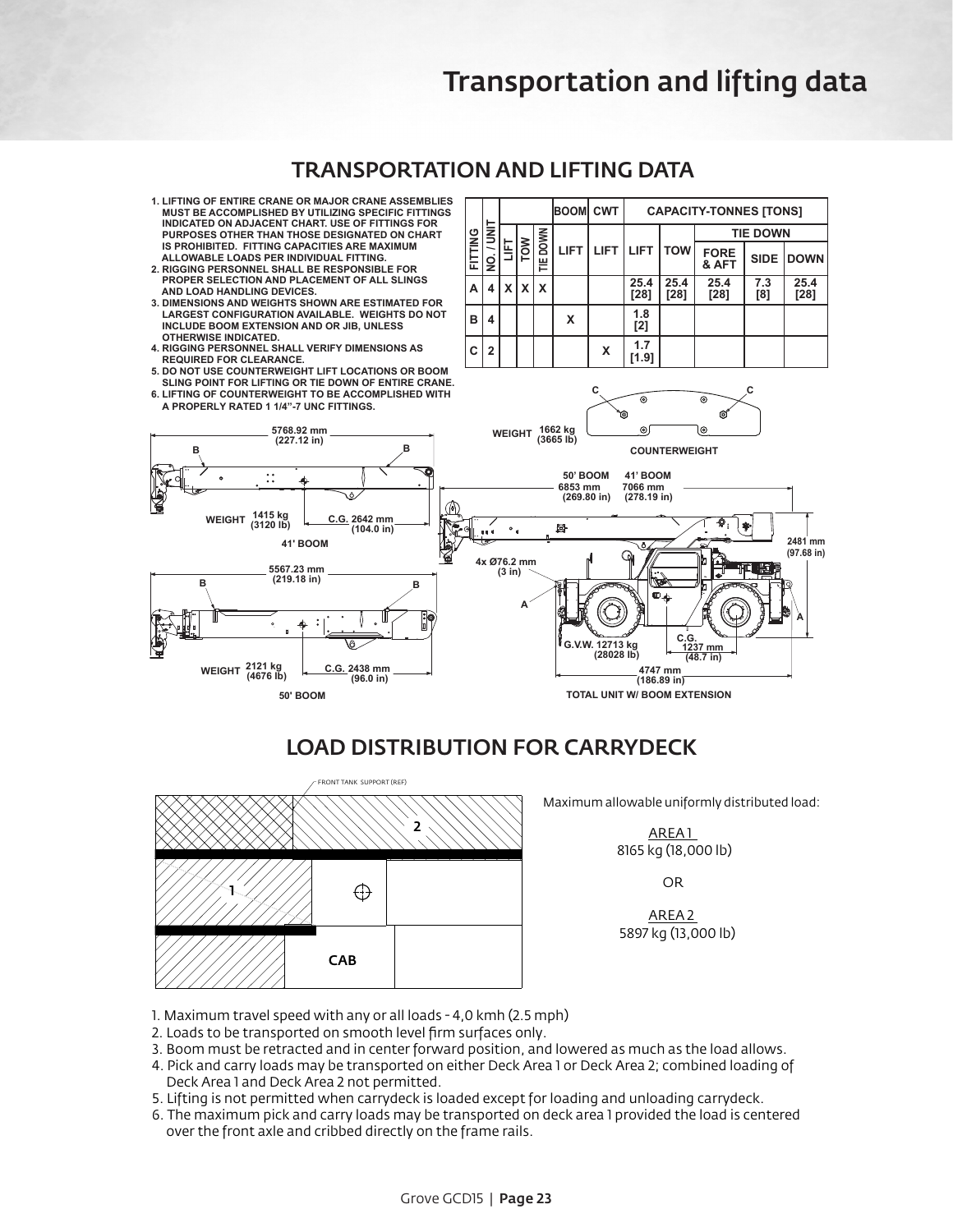# Transportation and lifting data

## TRANSPORTATION AND LIFTING DATA

1. LIFTING OF ENTIRE CRANE OR MAJOR CRANE ASSEMBLIES MUST BE ACCOMPLISHED BY UTILIZING SPECIFIC FITTINGS INDICATED ON ADJACENT CHART. USE OF FITTINGS FOR PURPOSES OTHER THAN THOSE DESIGNATED ON CHART IS PROHIBITED. FITTING CAPACITIES ARE MAXIMUM ALLOWABLE LOADS PER INDIVIDUAL FITTING.
2. RIGGING PERSONNEL SHALL BE RESPONSIBLE FOR PROPER SELECTION AND PLACEMENT OF ALL SLINGS AND LOAD HANDLING DEVICES.
3. DIMENSIONS AND WEIGHTS SHOWN ARE ESTIMATED FOR LARGEST CONFIGURATION AVAILABLE. WEIGHTS DO NOT INCLUDE BOOM EXTENSION AND OR JIB, UNLESS OTHERWISE INDICATED.
4. RIGGING PERSONNEL SHALL VERIFY DIMENSIONS AS REQUIRED FOR CLEARANCE.
5. DO NOT USE COUNTERWEIGHT LIFT LOCATIONS OR BOOM SLING POINT FOR LIFTING OR TIE DOWN OF ENTIRE CRANE.
6. LIFTING OF COUNTERWEIGHT TO BE ACCOMPLISHED WITH A PROPERLY RATED 1 1/4"-7 UNC FITTINGS.

| FITTING | NO. / UNIT | LIFT | TOW | TIE DOWN | BOOM | CWT | CAPACITY-TONNES [TONS] | | | | |
|---|---|---|---|---|---|---|---|---|---|---|---|
| | | | | | | | | | TIE DOWN | | |
| | | | | | LIFT | LIFT | LIFT | TOW | FORE & AFT | SIDE | DOWN |
| A | 4 | X | X | X | | | 25.4 [28] | 25.4 [28] | 25.4 [28] | 7.3 [8] | 25.4 [28] |
| B | 4 | | | | X | | 1.8 [2] | | | | |
| C | 2 | | | | | X | 1.7 [1.9] | | | | |

41' BOOM: 5768.92 mm (227.12 in); WEIGHT 1415 kg (3120 lb); C.G. 2642 mm (104.0 in)

50' BOOM: 5567.23 mm (219.18 in); WEIGHT 2121 kg (4676 lb); C.G. 2438 mm (96.0 in)

COUNTERWEIGHT: WEIGHT 1662 kg (3665 lb)

TOTAL UNIT W/ BOOM EXTENSION: 50' BOOM 6853 mm (269.80 in); 41' BOOM 7066 mm (278.19 in); 2481 mm (97.68 in); 4x Ø76.2 mm (3 in); G.V.W. 12713 kg (28028 lb); C.G. 1237 mm (48.7 in); 4747 mm (186.89 in)

## LOAD DISTRIBUTION FOR CARRYDECK

FRONT TANK SUPPORT (REF)

Maximum allowable uniformly distributed load:

AREA 1
8165 kg (18,000 lb)

OR

AREA 2
5897 kg (13,000 lb)

1. Maximum travel speed with any or all loads - 4,0 kmh (2.5 mph)
2. Loads to be transported on smooth level firm surfaces only.
3. Boom must be retracted and in center forward position, and lowered as much as the load allows.
4. Pick and carry loads may be transported on either Deck Area 1 or Deck Area 2; combined loading of Deck Area 1 and Deck Area 2 not permitted.
5. Lifting is not permitted when carrydeck is loaded except for loading and unloading carrydeck.
6. The maximum pick and carry loads may be transported on deck area 1 provided the load is centered over the front axle and cribbed directly on the frame rails.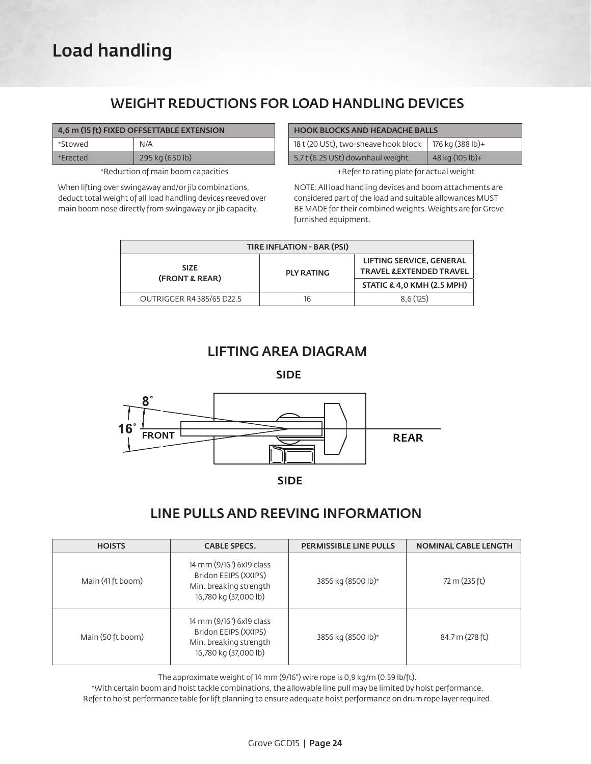# Load handling

## WEIGHT REDUCTIONS FOR LOAD HANDLING DEVICES

| 4,6 m (15 ft) FIXED OFFSETTABLE EXTENSION | |
|---|---|
| *Stowed | N/A |
| *Erected | 295 kg (650 lb) |

*Reduction of main boom capacities

When lifting over swingaway and/or jib combinations, deduct total weight of all load handling devices reeved over main boom nose directly from swingaway or jib capacity.

| HOOK BLOCKS AND HEADACHE BALLS | |
|---|---|
| 18 t (20 USt), two-sheave hook block | 176 kg (388 lb)+ |
| 5,7 t (6.25 USt) downhaul weight | 48 kg (105 lb)+ |

+Refer to rating plate for actual weight

NOTE: All load handling devices and boom attachments are considered part of the load and suitable allowances MUST BE MADE for their combined weights. Weights are for Grove furnished equipment.

| TIRE INFLATION - BAR (PSI) | | |
|---|---|---|
| SIZE (FRONT & REAR) | PLY RATING | LIFTING SERVICE, GENERAL TRAVEL &EXTENDED TRAVEL |
| | | STATIC & 4,0 KMH (2.5 MPH) |
| OUTRIGGER R4 385/65 D22.5 | 16 | 8,6 (125) |

## LIFTING AREA DIAGRAM

SIDE

8°

16°

FRONT

REAR

SIDE

## LINE PULLS AND REEVING INFORMATION

| HOISTS | CABLE SPECS. | PERMISSIBLE LINE PULLS | NOMINAL CABLE LENGTH |
|---|---|---|---|
| Main (41 ft boom) | 14 mm (9/16") 6x19 class Bridon EEIPS (XXIPS) Min. breaking strength 16,780 kg (37,000 lb) | 3856 kg (8500 lb)* | 72 m (235 ft) |
| Main (50 ft boom) | 14 mm (9/16") 6x19 class Bridon EEIPS (XXIPS) Min. breaking strength 16,780 kg (37,000 lb) | 3856 kg (8500 lb)* | 84.7 m (278 ft) |

The approximate weight of 14 mm (9/16") wire rope is 0,9 kg/m (0.59 lb/ft).

*With certain boom and hoist tackle combinations, the allowable line pull may be limited by hoist performance.
Refer to hoist performance table for lift planning to ensure adequate hoist performance on drum rope layer required.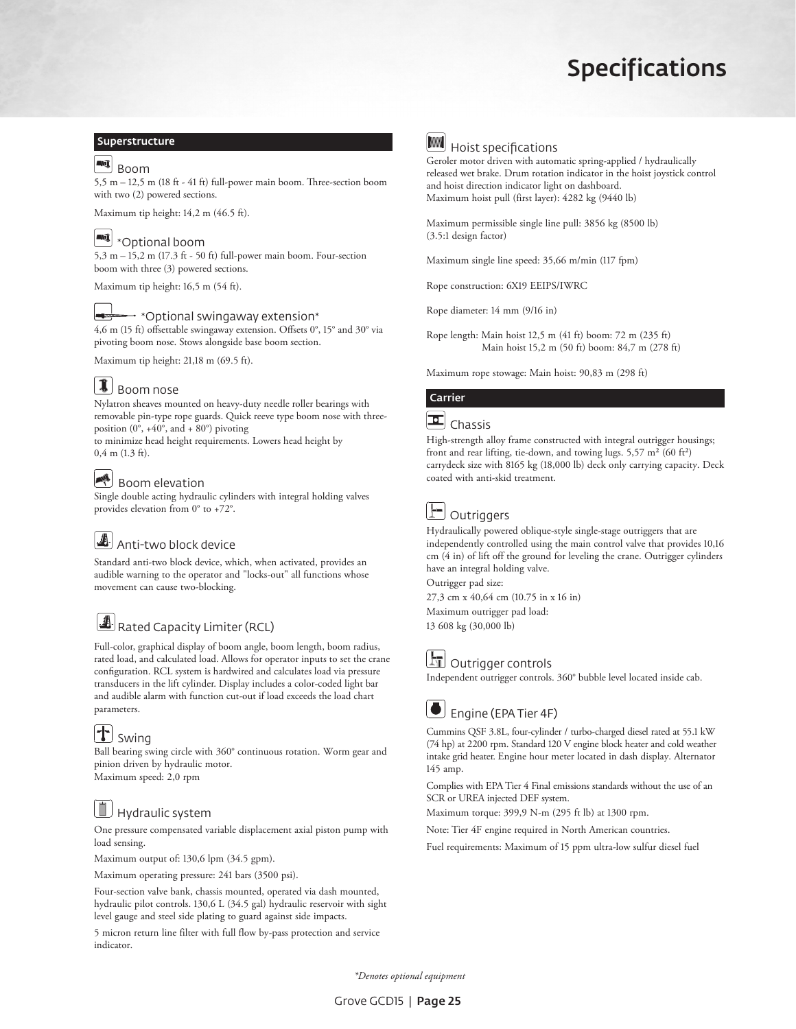# Specifications

## Superstructure

### Boom

5,5 m – 12,5 m (18 ft - 41 ft) full-power main boom. Three-section boom with two (2) powered sections.

Maximum tip height: 14,2 m (46.5 ft).

### *Optional boom

5,3 m – 15,2 m (17.3 ft - 50 ft) full-power main boom. Four-section boom with three (3) powered sections.

Maximum tip height: 16,5 m (54 ft).

### *Optional swingaway extension*

4,6 m (15 ft) offsettable swingaway extension. Offsets 0°, 15° and 30° via pivoting boom nose. Stows alongside base boom section.

Maximum tip height: 21,18 m (69.5 ft).

### Boom nose

Nylatron sheaves mounted on heavy-duty needle roller bearings with removable pin-type rope guards. Quick reeve type boom nose with three-position (0°, +40°, and + 80°) pivoting
to minimize head height requirements. Lowers head height by
0,4 m (1.3 ft).

### Boom elevation

Single double acting hydraulic cylinders with integral holding valves provides elevation from 0° to +72°.

### Anti-two block device

Standard anti-two block device, which, when activated, provides an audible warning to the operator and "locks-out" all functions whose movement can cause two-blocking.

### Rated Capacity Limiter (RCL)

Full-color, graphical display of boom angle, boom length, boom radius, rated load, and calculated load. Allows for operator inputs to set the crane configuration. RCL system is hardwired and calculates load via pressure transducers in the lift cylinder. Display includes a color-coded light bar and audible alarm with function cut-out if load exceeds the load chart parameters.

### Swing

Ball bearing swing circle with 360° continuous rotation. Worm gear and pinion driven by hydraulic motor.
Maximum speed: 2,0 rpm

### Hydraulic system

One pressure compensated variable displacement axial piston pump with load sensing.

Maximum output of: 130,6 lpm (34.5 gpm).

Maximum operating pressure: 241 bars (3500 psi).

Four-section valve bank, chassis mounted, operated via dash mounted, hydraulic pilot controls. 130,6 L (34.5 gal) hydraulic reservoir with sight level gauge and steel side plating to guard against side impacts.

5 micron return line filter with full flow by-pass protection and service indicator.

### Hoist specifications

Geroler motor driven with automatic spring-applied / hydraulically released wet brake. Drum rotation indicator in the hoist joystick control and hoist direction indicator light on dashboard.
Maximum hoist pull (first layer): 4282 kg (9440 lb)

Maximum permissible single line pull: 3856 kg (8500 lb)
(3.5:1 design factor)

Maximum single line speed: 35,66 m/min (117 fpm)

Rope construction: 6X19 EEIPS/IWRC

Rope diameter: 14 mm (9/16 in)

Rope length: Main hoist 12,5 m (41 ft) boom: 72 m (235 ft)
Main hoist 15,2 m (50 ft) boom: 84,7 m (278 ft)

Maximum rope stowage: Main hoist: 90,83 m (298 ft)

## Carrier

### Chassis

High-strength alloy frame constructed with integral outrigger housings; front and rear lifting, tie-down, and towing lugs. 5,57 m² (60 ft²) carrydeck size with 8165 kg (18,000 lb) deck only carrying capacity. Deck coated with anti-skid treatment.

### Outriggers

Hydraulically powered oblique-style single-stage outriggers that are independently controlled using the main control valve that provides 10,16 cm (4 in) of lift off the ground for leveling the crane. Outrigger cylinders have an integral holding valve.

Outrigger pad size:

27,3 cm x 40,64 cm (10.75 in x 16 in)

Maximum outrigger pad load:

13 608 kg (30,000 lb)

### Outrigger controls

Independent outrigger controls. 360° bubble level located inside cab.

### Engine (EPA Tier 4F)

Cummins QSF 3.8L, four-cylinder / turbo-charged diesel rated at 55.1 kW (74 hp) at 2200 rpm. Standard 120 V engine block heater and cold weather intake grid heater. Engine hour meter located in dash display. Alternator 145 amp.

Complies with EPA Tier 4 Final emissions standards without the use of an SCR or UREA injected DEF system.

Maximum torque: 399,9 N-m (295 ft lb) at 1300 rpm.

Note: Tier 4F engine required in North American countries.

Fuel requirements: Maximum of 15 ppm ultra-low sulfur diesel fuel

*Denotes optional equipment*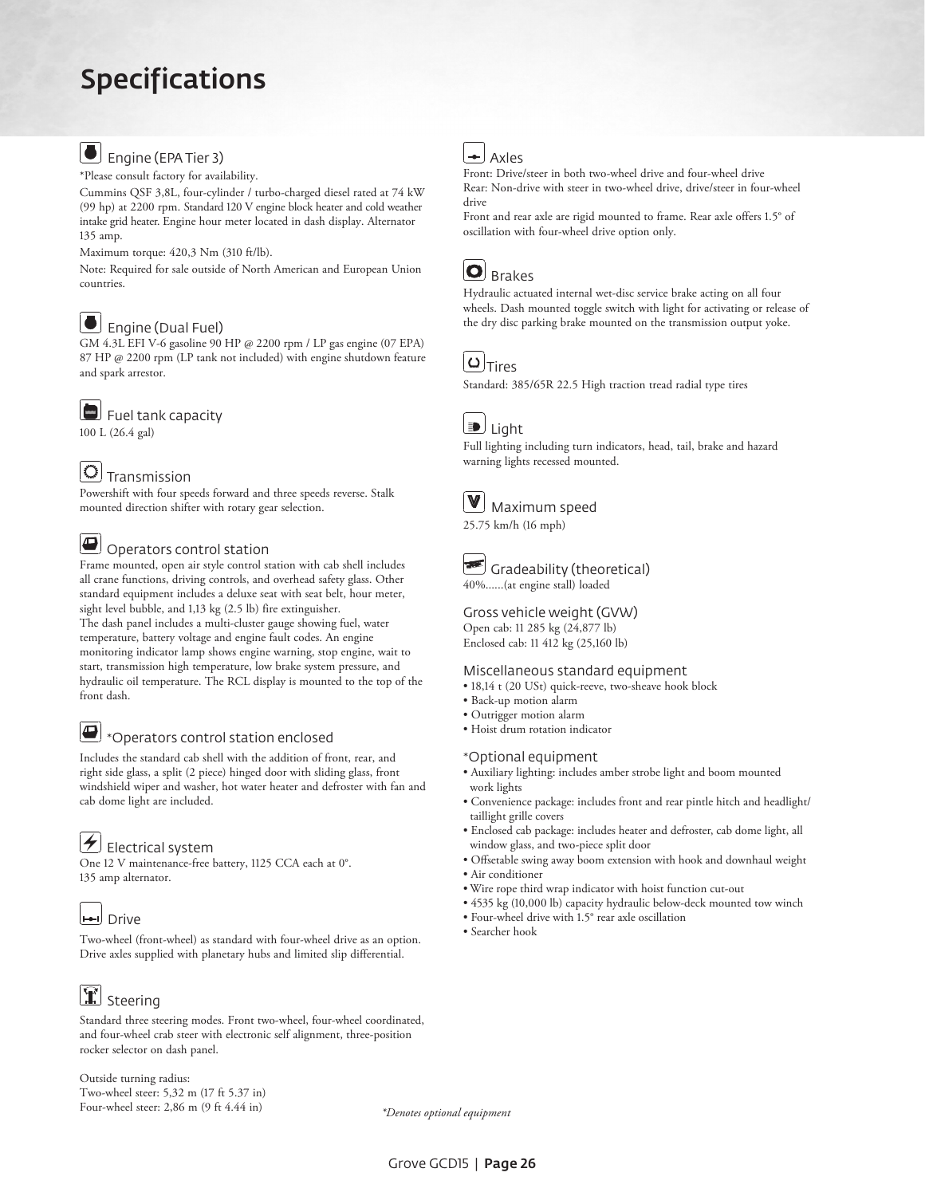# Specifications

## Engine (EPA Tier 3)

*Please consult factory for availability.

Cummins QSF 3,8L, four-cylinder / turbo-charged diesel rated at 74 kW (99 hp) at 2200 rpm. Standard 120 V engine block heater and cold weather intake grid heater. Engine hour meter located in dash display. Alternator 135 amp.

Maximum torque: 420,3 Nm (310 ft/lb).

Note: Required for sale outside of North American and European Union countries.

## Engine (Dual Fuel)

GM 4.3L EFI V-6 gasoline 90 HP @ 2200 rpm / LP gas engine (07 EPA) 87 HP @ 2200 rpm (LP tank not included) with engine shutdown feature and spark arrestor.

## Fuel tank capacity

100 L (26.4 gal)

## Transmission

Powershift with four speeds forward and three speeds reverse. Stalk mounted direction shifter with rotary gear selection.

## Operators control station

Frame mounted, open air style control station with cab shell includes all crane functions, driving controls, and overhead safety glass. Other standard equipment includes a deluxe seat with seat belt, hour meter, sight level bubble, and 1,13 kg (2.5 lb) fire extinguisher.
The dash panel includes a multi-cluster gauge showing fuel, water temperature, battery voltage and engine fault codes. An engine monitoring indicator lamp shows engine warning, stop engine, wait to start, transmission high temperature, low brake system pressure, and hydraulic oil temperature. The RCL display is mounted to the top of the front dash.

## *Operators control station enclosed

Includes the standard cab shell with the addition of front, rear, and right side glass, a split (2 piece) hinged door with sliding glass, front windshield wiper and washer, hot water heater and defroster with fan and cab dome light are included.

## Electrical system

One 12 V maintenance-free battery, 1125 CCA each at 0°.
135 amp alternator.

## Drive

Two-wheel (front-wheel) as standard with four-wheel drive as an option. Drive axles supplied with planetary hubs and limited slip differential.

## Steering

Standard three steering modes. Front two-wheel, four-wheel coordinated, and four-wheel crab steer with electronic self alignment, three-position rocker selector on dash panel.

Outside turning radius:
Two-wheel steer: 5,32 m (17 ft 5.37 in)
Four-wheel steer: 2,86 m (9 ft 4.44 in)

## Axles

Front: Drive/steer in both two-wheel drive and four-wheel drive
Rear: Non-drive with steer in two-wheel drive, drive/steer in four-wheel drive
Front and rear axle are rigid mounted to frame. Rear axle offers 1.5° of oscillation with four-wheel drive option only.

## Brakes

Hydraulic actuated internal wet-disc service brake acting on all four wheels. Dash mounted toggle switch with light for activating or release of the dry disc parking brake mounted on the transmission output yoke.

## Tires

Standard: 385/65R 22.5 High traction tread radial type tires

## Light

Full lighting including turn indicators, head, tail, brake and hazard warning lights recessed mounted.

## Maximum speed

25.75 km/h (16 mph)

## Gradeability (theoretical)

40%......(at engine stall) loaded

## Gross vehicle weight (GVW)

Open cab: 11 285 kg (24,877 lb)
Enclosed cab: 11 412 kg (25,160 lb)

## Miscellaneous standard equipment

- 18,14 t (20 USt) quick-reeve, two-sheave hook block
- Back-up motion alarm
- Outrigger motion alarm
- Hoist drum rotation indicator

## *Optional equipment

- Auxiliary lighting: includes amber strobe light and boom mounted work lights
- Convenience package: includes front and rear pintle hitch and headlight/taillight grille covers
- Enclosed cab package: includes heater and defroster, cab dome light, all window glass, and two-piece split door
- Offsetable swing away boom extension with hook and downhaul weight
- Air conditioner
- Wire rope third wrap indicator with hoist function cut-out
- 4535 kg (10,000 lb) capacity hydraulic below-deck mounted tow winch
- Four-wheel drive with 1.5° rear axle oscillation
- Searcher hook

*\*Denotes optional equipment*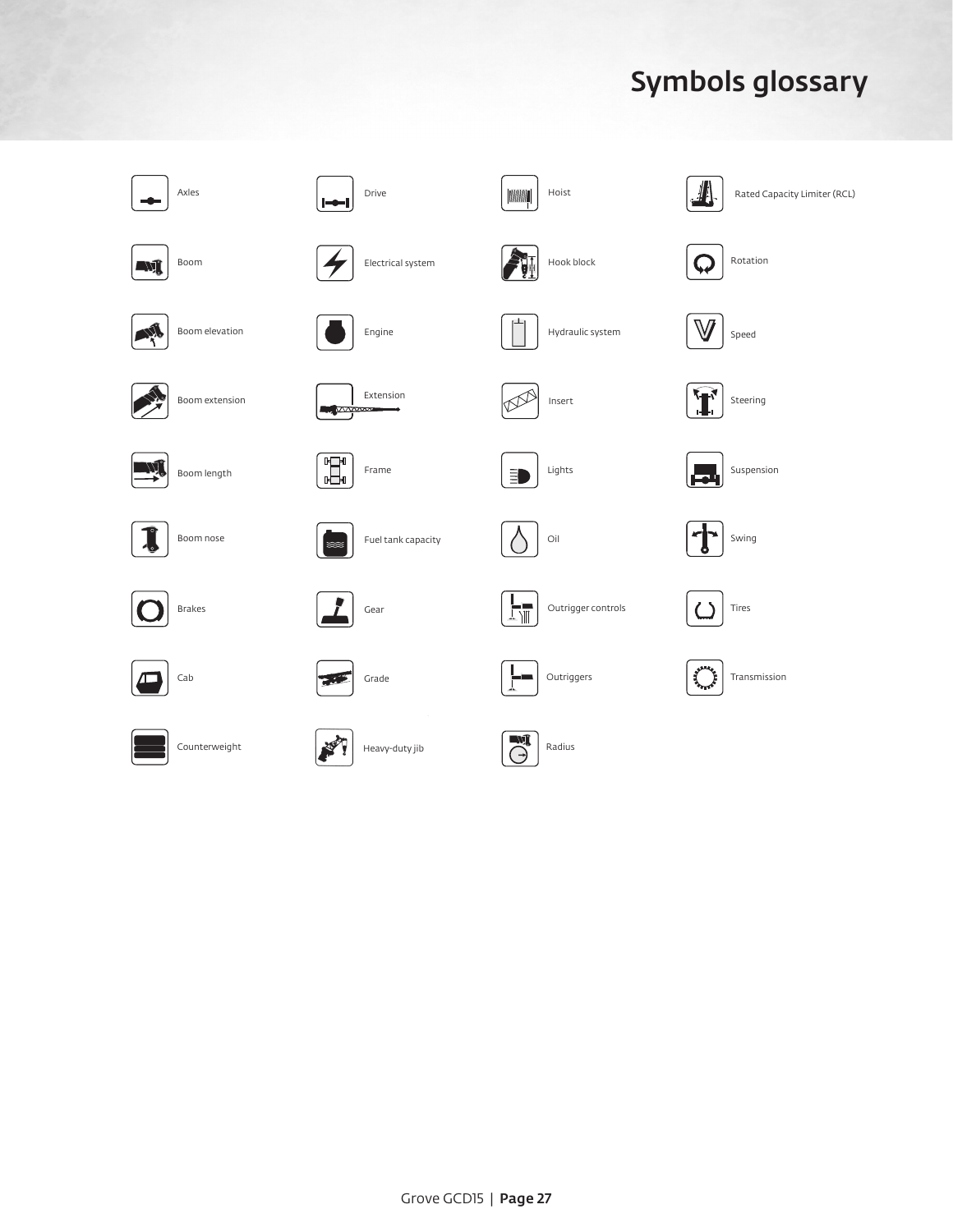# Symbols glossary

| | | | |
|---|---|---|---|
| Axles | Drive | Hoist | Rated Capacity Limiter (RCL) |
| Boom | Electrical system | Hook block | Rotation |
| Boom elevation | Engine | Hydraulic system | Speed |
| Boom extension | Extension | Insert | Steering |
| Boom length | Frame | Lights | Suspension |
| Boom nose | Fuel tank capacity | Oil | Swing |
| Brakes | Gear | Outrigger controls | Tires |
| Cab | Grade | Outriggers | Transmission |
| Counterweight | Heavy-duty jib | Radius | |